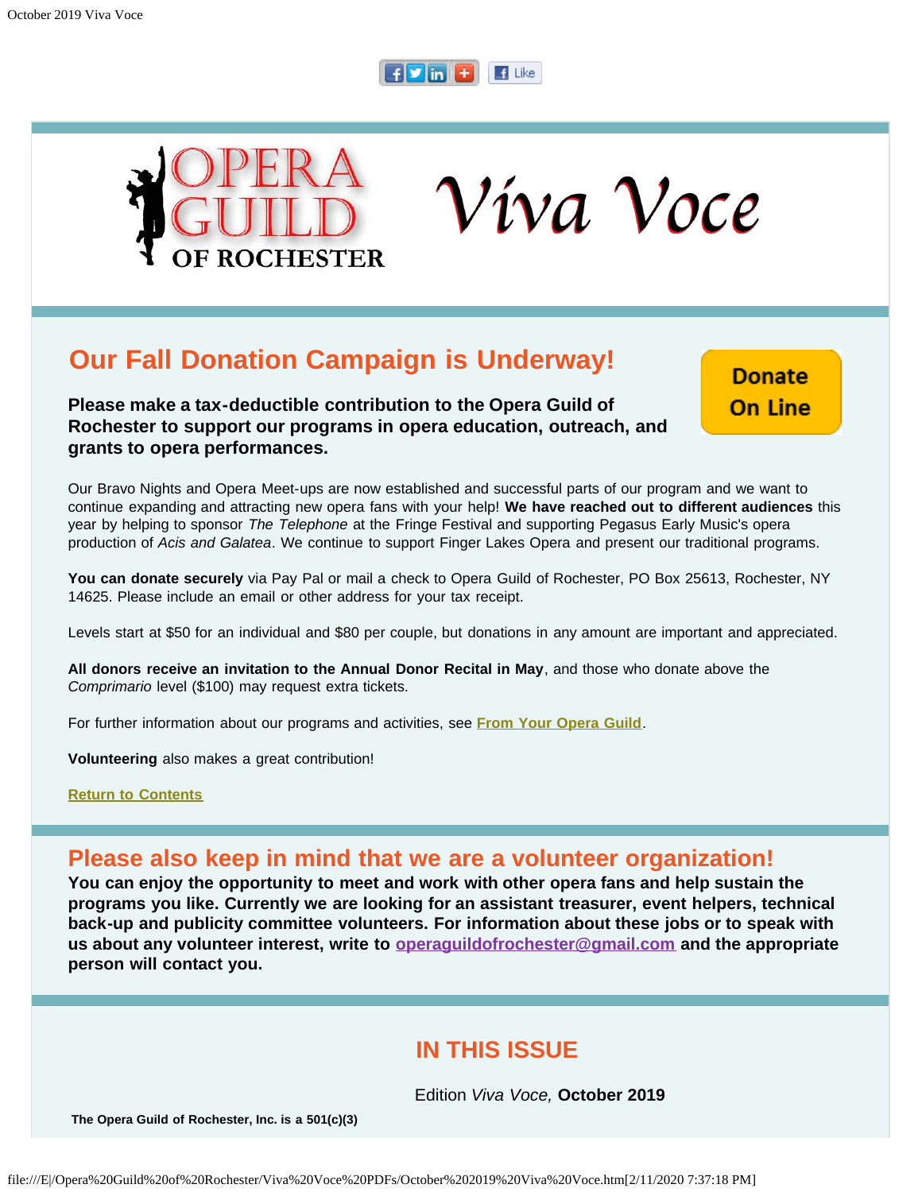OPERA GUILD OF ROCHESTER

*Viva Voce*

## Our Fall Donation Campaign is Underway!

Donate On Line

**Please make a tax-deductible contribution to the Opera Guild of Rochester to support our programs in opera education, outreach, and grants to opera performances.**

Our Bravo Nights and Opera Meet-ups are now established and successful parts of our program and we want to continue expanding and attracting new opera fans with your help! **We have reached out to different audiences** this year by helping to sponsor *The Telephone* at the Fringe Festival and supporting Pegasus Early Music's opera production of *Acis and Galatea*. We continue to support Finger Lakes Opera and present our traditional programs.

**You can donate securely** via Pay Pal or mail a check to Opera Guild of Rochester, PO Box 25613, Rochester, NY 14625. Please include an email or other address for your tax receipt.

Levels start at $50 for an individual and $80 per couple, but donations in any amount are important and appreciated.

**All donors receive an invitation to the Annual Donor Recital in May**, and those who donate above the *Comprimario* level ($100) may request extra tickets.

For further information about our programs and activities, see From Your Opera Guild.

**Volunteering** also makes a great contribution!

Return to Contents

## Please also keep in mind that we are a volunteer organization!

**You can enjoy the opportunity to meet and work with other opera fans and help sustain the programs you like. Currently we are looking for an assistant treasurer, event helpers, technical back-up and publicity committee volunteers. For information about these jobs or to speak with us about any volunteer interest, write to operaguildofrochester@gmail.com and the appropriate person will contact you.**

## IN THIS ISSUE

Edition *Viva Voce,* **October 2019**

**The Opera Guild of Rochester, Inc. is a 501(c)(3)**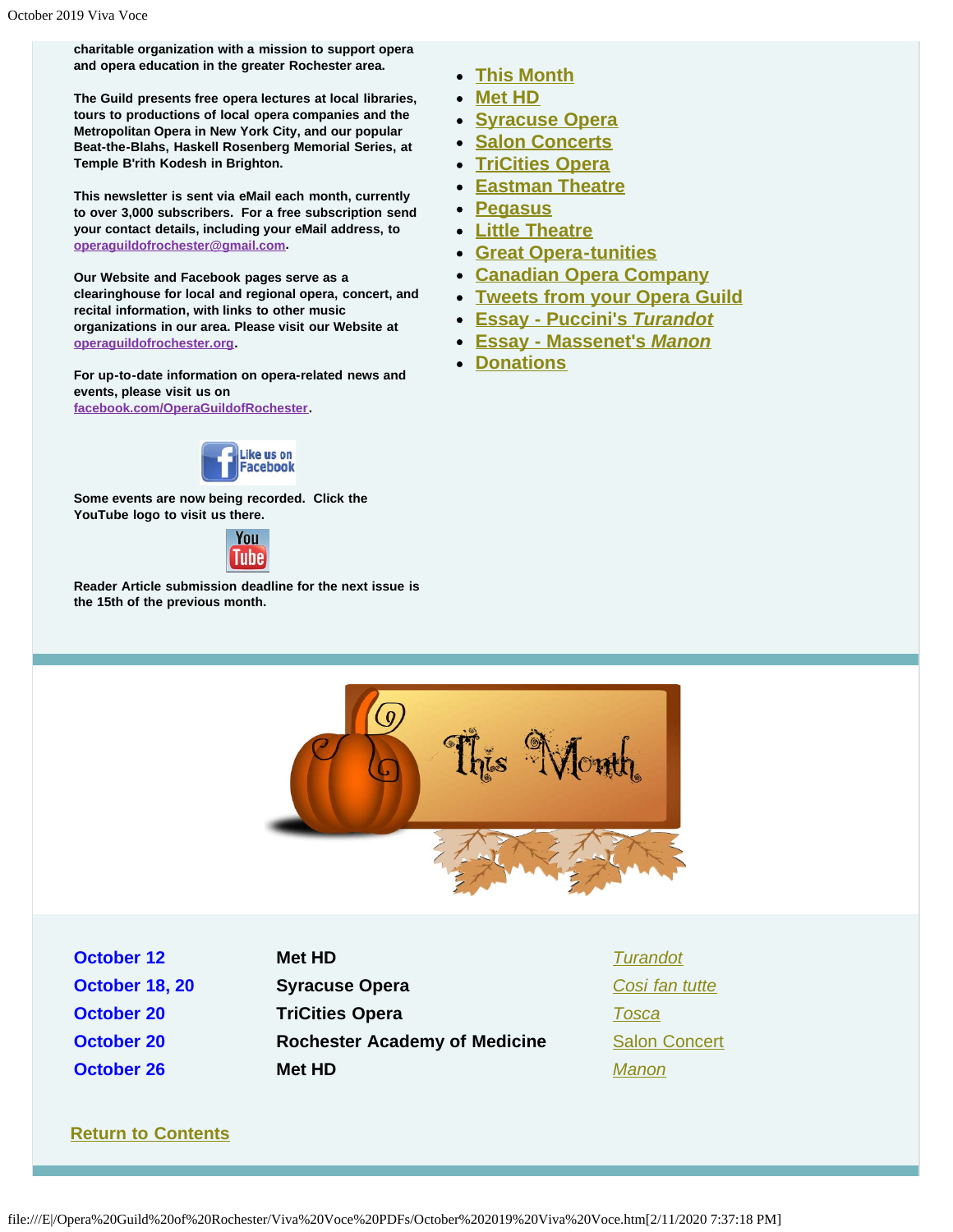charitable organization with a mission to support opera and opera education in the greater Rochester area.

The Guild presents free opera lectures at local libraries, tours to productions of local opera companies and the Metropolitan Opera in New York City, and our popular Beat-the-Blahs, Haskell Rosenberg Memorial Series, at Temple B'rith Kodesh in Brighton.

This newsletter is sent via eMail each month, currently to over 3,000 subscribers. For a free subscription send your contact details, including your eMail address, to operaguildofrochester@gmail.com.

Our Website and Facebook pages serve as a clearinghouse for local and regional opera, concert, and recital information, with links to other music organizations in our area. Please visit our Website at operaguildofrochester.org.

For up-to-date information on opera-related news and events, please visit us on facebook.com/OperaGuildofRochester.

Some events are now being recorded. Click the YouTube logo to visit us there.

Reader Article submission deadline for the next issue is the 15th of the previous month.

- This Month
- Met HD
- Syracuse Opera
- Salon Concerts
- TriCities Opera
- Eastman Theatre
- Pegasus
- Little Theatre
- Great Opera-tunities
- Canadian Opera Company
- Tweets from your Opera Guild
- Essay - Puccini's *Turandot*
- Essay - Massenet's *Manon*
- Donations

# This Month

| | | |
|---|---|---|
| October 12 | Met HD | *Turandot* |
| October 18, 20 | Syracuse Opera | *Cosi fan tutte* |
| October 20 | TriCities Opera | *Tosca* |
| October 20 | Rochester Academy of Medicine | Salon Concert |
| October 26 | Met HD | *Manon* |

Return to Contents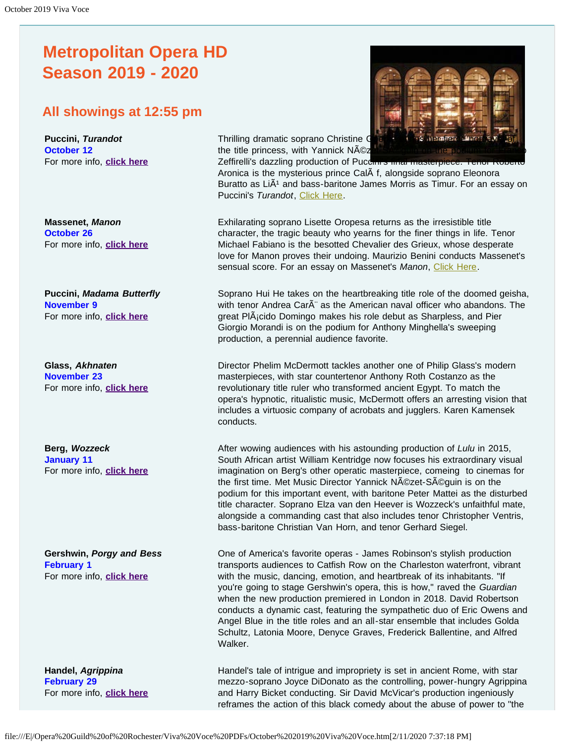# Metropolitan Opera HD Season 2019 - 2020

## All showings at 12:55 pm

**Puccini, *Turandot***
**October 12**
For more info, **click here**

Thrilling dramatic soprano Christine G... the title princess, with Yannick NÃ©z... Zeffirelli's dazzling production of Pucc... Aronica is the mysterious prince CalÃ f, alongside soprano Eleonora Buratto as LiÃ¹ and bass-baritone James Morris as Timur. For an essay on Puccini's *Turandot*, Click Here.

**Massenet, *Manon***
**October 26**
For more info, **click here**

Exhilarating soprano Lisette Oropesa returns as the irresistible title character, the tragic beauty who yearns for the finer things in life. Tenor Michael Fabiano is the besotted Chevalier des Grieux, whose desperate love for Manon proves their undoing. Maurizio Benini conducts Massenet's sensual score. For an essay on Massenet's *Manon*, Click Here.

**Puccini, *Madama Butterfly***
**November 9**
For more info, **click here**

Soprano Hui He takes on the heartbreaking title role of the doomed geisha, with tenor Andrea CarÃ¨ as the American naval officer who abandons. The great PlÃ¡cido Domingo makes his role debut as Sharpless, and Pier Giorgio Morandi is on the podium for Anthony Minghella's sweeping production, a perennial audience favorite.

**Glass, *Akhnaten***
**November 23**
For more info, **click here**

Director Phelim McDermott tackles another one of Philip Glass's modern masterpieces, with star countertenor Anthony Roth Costanzo as the revolutionary title ruler who transformed ancient Egypt. To match the opera's hypnotic, ritualistic music, McDermott offers an arresting vision that includes a virtuosic company of acrobats and jugglers. Karen Kamensek conducts.

**Berg, *Wozzeck***
**January 11**
For more info, **click here**

After wowing audiences with his astounding production of *Lulu* in 2015, South African artist William Kentridge now focuses his extraordinary visual imagination on Berg's other operatic masterpiece, comeing to cinemas for the first time. Met Music Director Yannick NÃ©zet-SÃ©guin is on the podium for this important event, with baritone Peter Mattei as the disturbed title character. Soprano Elza van den Heever is Wozzeck's unfaithful mate, alongside a commanding cast that also includes tenor Christopher Ventris, bass-baritone Christian Van Horn, and tenor Gerhard Siegel.

**Gershwin, *Porgy and Bess***
**February 1**
For more info, **click here**

One of America's favorite operas - James Robinson's stylish production transports audiences to Catfish Row on the Charleston waterfront, vibrant with the music, dancing, emotion, and heartbreak of its inhabitants. "If you're going to stage Gershwin's opera, this is how," raved the *Guardian* when the new production premiered in London in 2018. David Robertson conducts a dynamic cast, featuring the sympathetic duo of Eric Owens and Angel Blue in the title roles and an all-star ensemble that includes Golda Schultz, Latonia Moore, Denyce Graves, Frederick Ballentine, and Alfred Walker.

**Handel, *Agrippina***
**February 29**
For more info, **click here**

Handel's tale of intrigue and impropriety is set in ancient Rome, with star mezzo-soprano Joyce DiDonato as the controlling, power-hungry Agrippina and Harry Bicket conducting. Sir David McVicar's production ingeniously reframes the action of this black comedy about the abuse of power to "the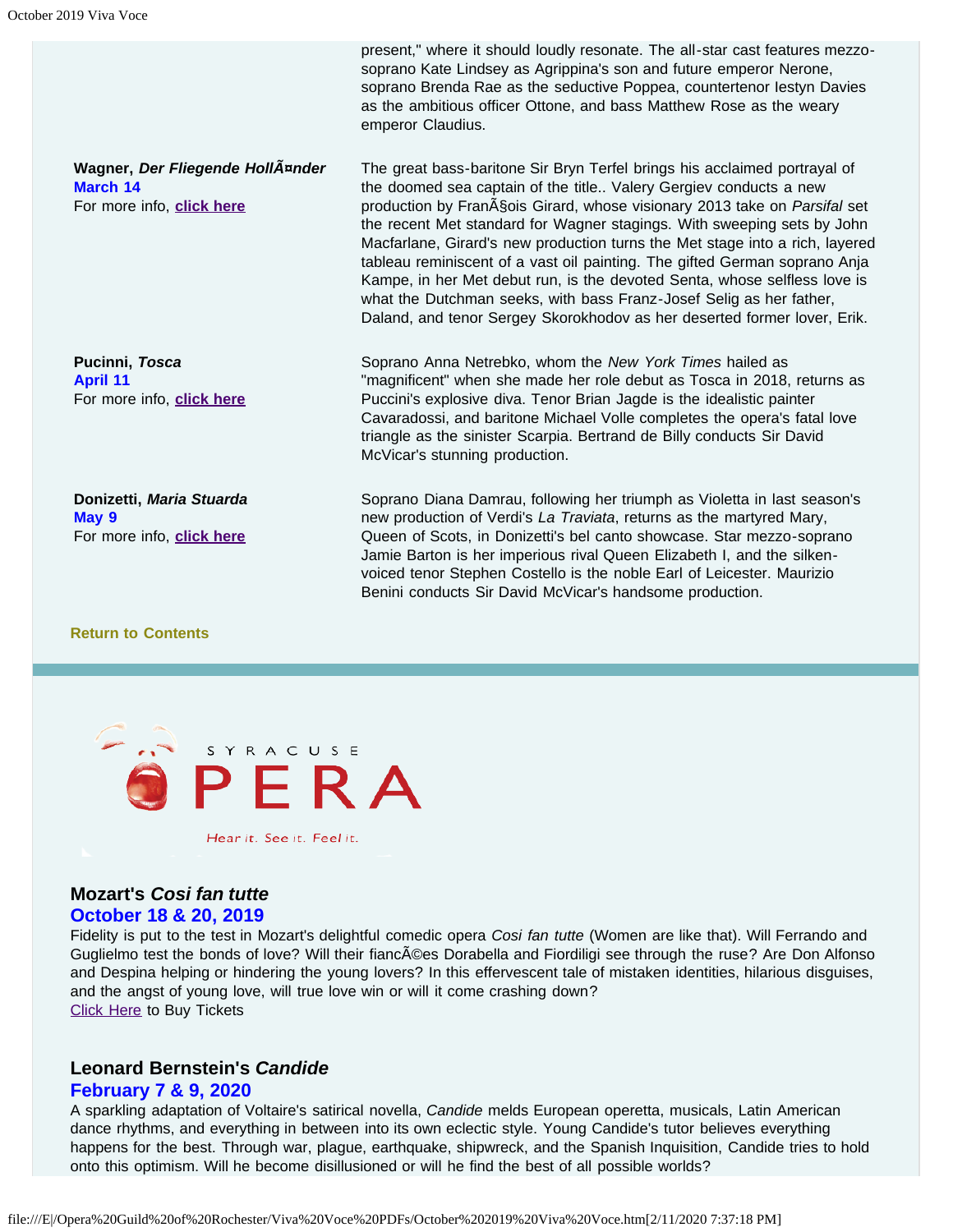present," where it should loudly resonate. The all-star cast features mezzo-soprano Kate Lindsey as Agrippina's son and future emperor Nerone, soprano Brenda Rae as the seductive Poppea, countertenor Iestyn Davies as the ambitious officer Ottone, and bass Matthew Rose as the weary emperor Claudius.

**Wagner, *Der Fliegende HollÃ¤nder***
**March 14**
For more info, **click here**

The great bass-baritone Sir Bryn Terfel brings his acclaimed portrayal of the doomed sea captain of the title.. Valery Gergiev conducts a new production by FranÃ§ois Girard, whose visionary 2013 take on *Parsifal* set the recent Met standard for Wagner stagings. With sweeping sets by John Macfarlane, Girard's new production turns the Met stage into a rich, layered tableau reminiscent of a vast oil painting. The gifted German soprano Anja Kampe, in her Met debut run, is the devoted Senta, whose selfless love is what the Dutchman seeks, with bass Franz-Josef Selig as her father, Daland, and tenor Sergey Skorokhodov as her deserted former lover, Erik.

**Pucinni, *Tosca***
**April 11**
For more info, **click here**

Soprano Anna Netrebko, whom the *New York Times* hailed as "magnificent" when she made her role debut as Tosca in 2018, returns as Puccini's explosive diva. Tenor Brian Jagde is the idealistic painter Cavaradossi, and baritone Michael Volle completes the opera's fatal love triangle as the sinister Scarpia. Bertrand de Billy conducts Sir David McVicar's stunning production.

**Donizetti, *Maria Stuarda***
**May 9**
For more info, **click here**

Soprano Diana Damrau, following her triumph as Violetta in last season's new production of Verdi's *La Traviata*, returns as the martyred Mary, Queen of Scots, in Donizetti's bel canto showcase. Star mezzo-soprano Jamie Barton is her imperious rival Queen Elizabeth I, and the silken-voiced tenor Stephen Costello is the noble Earl of Leicester. Maurizio Benini conducts Sir David McVicar's handsome production.

**Return to Contents**

SYRACUSE OPERA

Hear it. See it. Feel it.

## Mozart's *Cosi fan tutte*

### October 18 & 20, 2019

Fidelity is put to the test in Mozart's delightful comedic opera *Cosi fan tutte* (Women are like that). Will Ferrando and Guglielmo test the bonds of love? Will their fiancÃ©es Dorabella and Fiordiligi see through the ruse? Are Don Alfonso and Despina helping or hindering the young lovers? In this effervescent tale of mistaken identities, hilarious disguises, and the angst of young love, will true love win or will it come crashing down?
Click Here to Buy Tickets

## Leonard Bernstein's *Candide*

### February 7 & 9, 2020

A sparkling adaptation of Voltaire's satirical novella, *Candide* melds European operetta, musicals, Latin American dance rhythms, and everything in between into its own eclectic style. Young Candide's tutor believes everything happens for the best. Through war, plague, earthquake, shipwreck, and the Spanish Inquisition, Candide tries to hold onto this optimism. Will he become disillusioned or will he find the best of all possible worlds?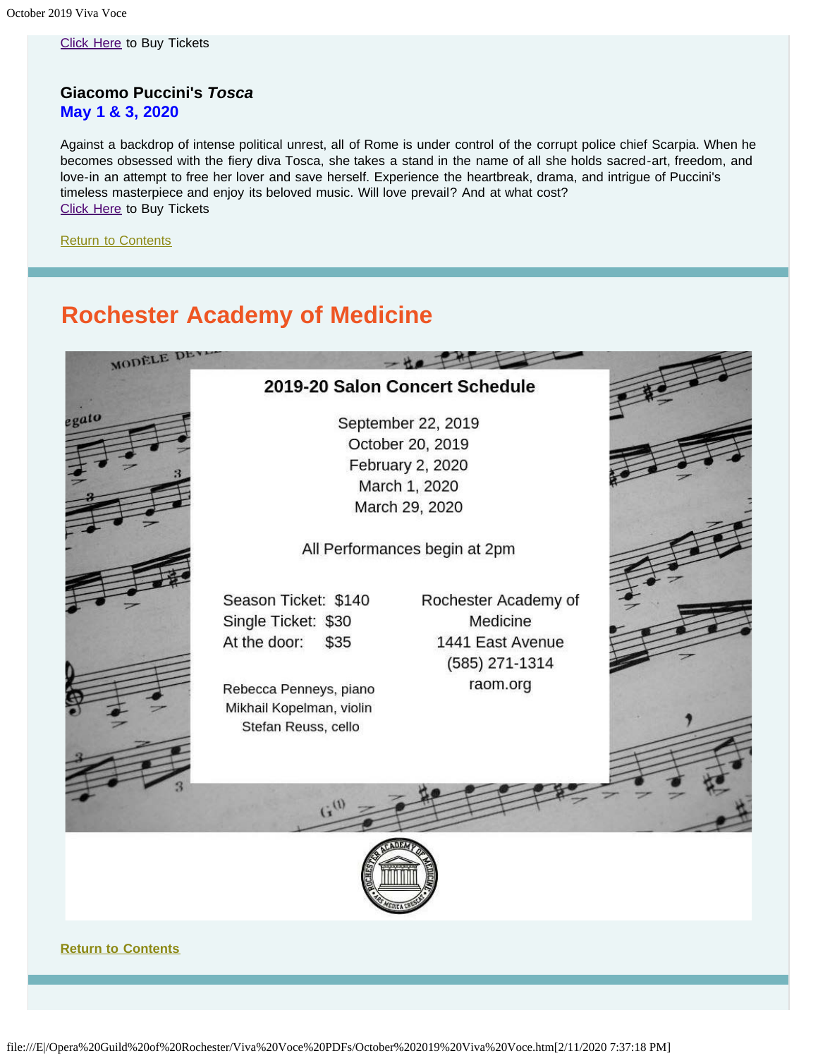Click Here to Buy Tickets

### Giacomo Puccini's *Tosca*

**May 1 & 3, 2020**

Against a backdrop of intense political unrest, all of Rome is under control of the corrupt police chief Scarpia. When he becomes obsessed with the fiery diva Tosca, she takes a stand in the name of all she holds sacred-art, freedom, and love-in an attempt to free her lover and save herself. Experience the heartbreak, drama, and intrigue of Puccini's timeless masterpiece and enjoy its beloved music. Will love prevail? And at what cost?

Click Here to Buy Tickets

Return to Contents

## Rochester Academy of Medicine

**2019-20 Salon Concert Schedule**

September 22, 2019
October 20, 2019
February 2, 2020
March 1, 2020
March 29, 2020

All Performances begin at 2pm

Season Ticket: $140
Single Ticket: $30
At the door: $35

Rebecca Penneys, piano
Mikhail Kopelman, violin
Stefan Reuss, cello

Rochester Academy of Medicine
1441 East Avenue
(585) 271-1314
raom.org

**Return to Contents**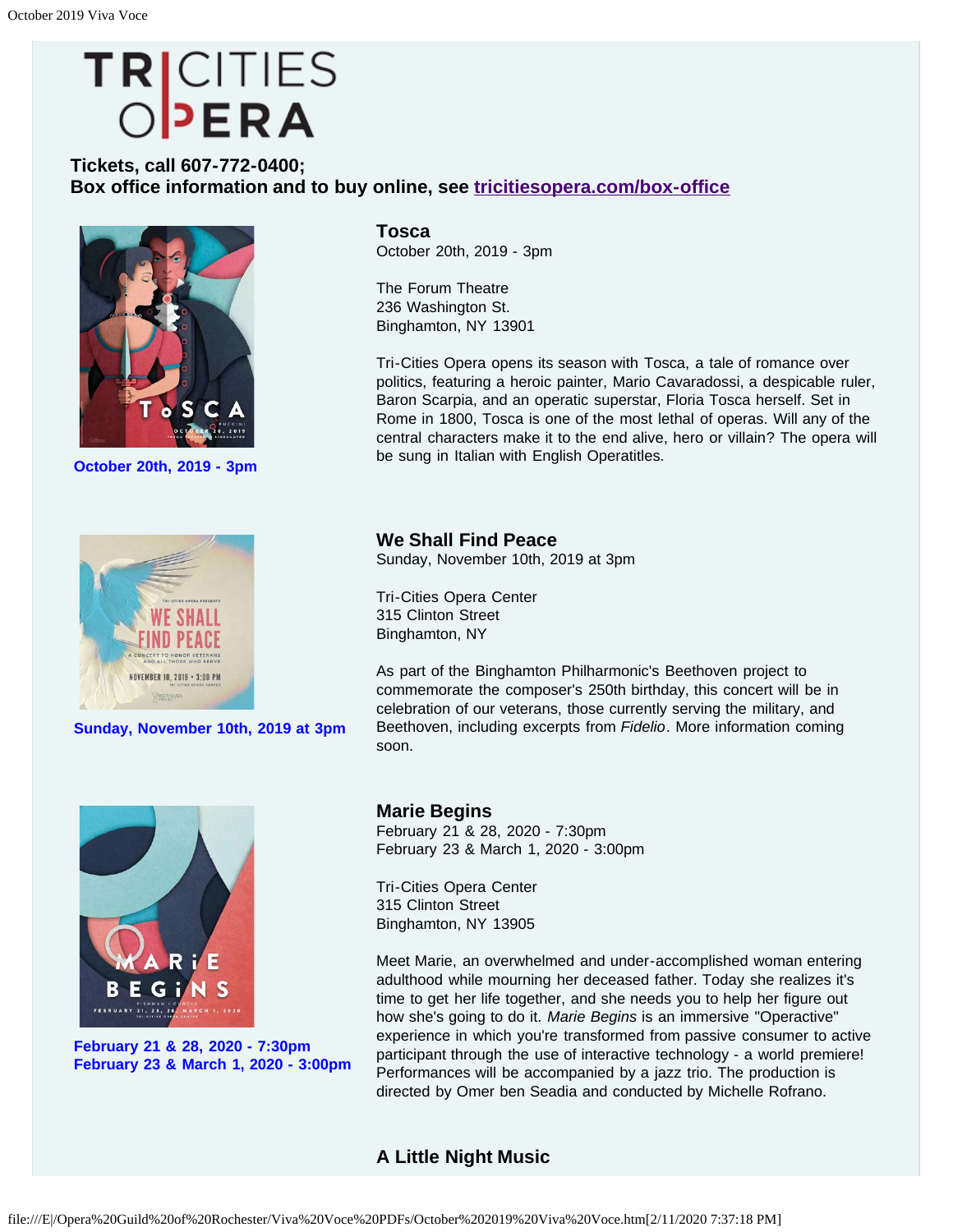# TRI-CITIES OPERA

**Tickets, call 607-772-0400;**
**Box office information and to buy online, see tricitiesopera.com/box-office**

**October 20th, 2019 - 3pm**

### Tosca

October 20th, 2019 - 3pm

The Forum Theatre
236 Washington St.
Binghamton, NY 13901

Tri-Cities Opera opens its season with Tosca, a tale of romance over politics, featuring a heroic painter, Mario Cavaradossi, a despicable ruler, Baron Scarpia, and an operatic superstar, Floria Tosca herself. Set in Rome in 1800, Tosca is one of the most lethal of operas. Will any of the central characters make it to the end alive, hero or villain? The opera will be sung in Italian with English Operatitles.

**Sunday, November 10th, 2019 at 3pm**

### We Shall Find Peace

Sunday, November 10th, 2019 at 3pm

Tri-Cities Opera Center
315 Clinton Street
Binghamton, NY

As part of the Binghamton Philharmonic's Beethoven project to commemorate the composer's 250th birthday, this concert will be in celebration of our veterans, those currently serving the military, and Beethoven, including excerpts from *Fidelio*. More information coming soon.

**February 21 & 28, 2020 - 7:30pm**
**February 23 & March 1, 2020 - 3:00pm**

### Marie Begins

February 21 & 28, 2020 - 7:30pm
February 23 & March 1, 2020 - 3:00pm

Tri-Cities Opera Center
315 Clinton Street
Binghamton, NY 13905

Meet Marie, an overwhelmed and under-accomplished woman entering adulthood while mourning her deceased father. Today she realizes it's time to get her life together, and she needs you to help her figure out how she's going to do it. *Marie Begins* is an immersive "Operactive" experience in which you're transformed from passive consumer to active participant through the use of interactive technology - a world premiere! Performances will be accompanied by a jazz trio. The production is directed by Omer ben Seadia and conducted by Michelle Rofrano.

### A Little Night Music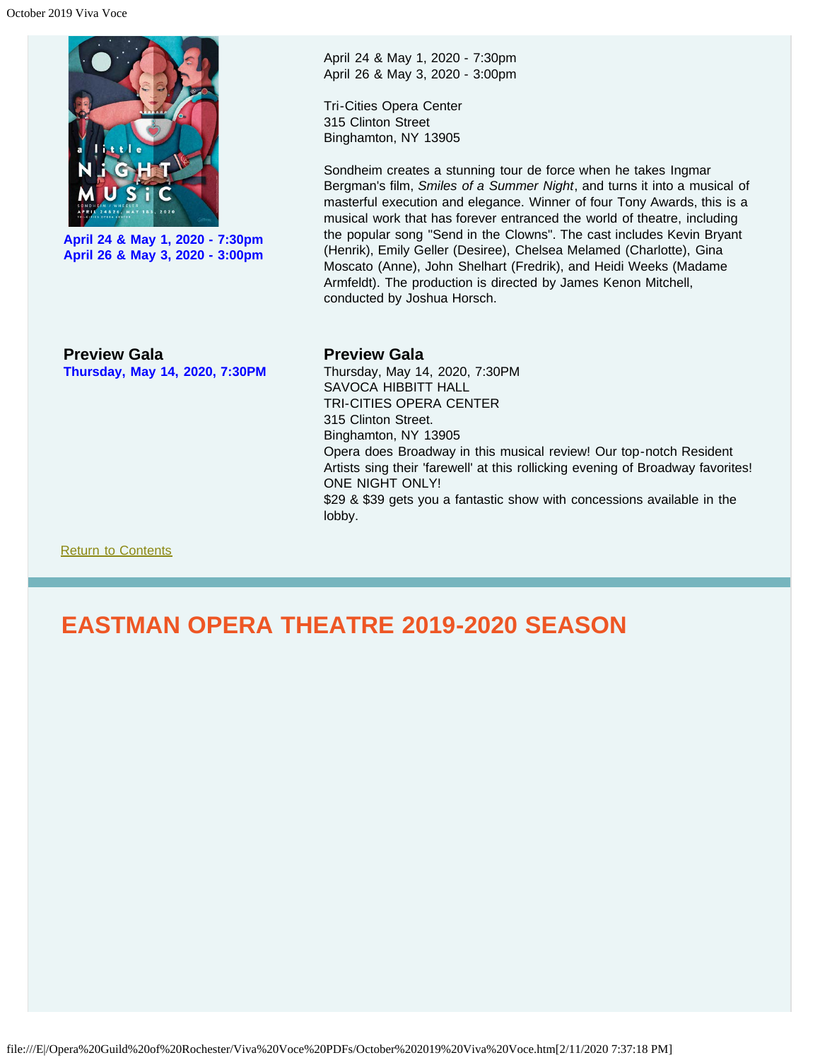**April 24 & May 1, 2020 - 7:30pm**
**April 26 & May 3, 2020 - 3:00pm**

April 24 & May 1, 2020 - 7:30pm
April 26 & May 3, 2020 - 3:00pm

Tri-Cities Opera Center
315 Clinton Street
Binghamton, NY 13905

Sondheim creates a stunning tour de force when he takes Ingmar Bergman's film, *Smiles of a Summer Night*, and turns it into a musical of masterful execution and elegance. Winner of four Tony Awards, this is a musical work that has forever entranced the world of theatre, including the popular song "Send in the Clowns". The cast includes Kevin Bryant (Henrik), Emily Geller (Desiree), Chelsea Melamed (Charlotte), Gina Moscato (Anne), John Shelhart (Fredrik), and Heidi Weeks (Madame Armfeldt). The production is directed by James Kenon Mitchell, conducted by Joshua Horsch.

**Preview Gala**
**Thursday, May 14, 2020, 7:30PM**

**Preview Gala**
Thursday, May 14, 2020, 7:30PM
SAVOCA HIBBITT HALL
TRI-CITIES OPERA CENTER
315 Clinton Street.
Binghamton, NY 13905
Opera does Broadway in this musical review! Our top-notch Resident Artists sing their 'farewell' at this rollicking evening of Broadway favorites! ONE NIGHT ONLY!
$29 & $39 gets you a fantastic show with concessions available in the lobby.

Return to Contents

## EASTMAN OPERA THEATRE 2019-2020 SEASON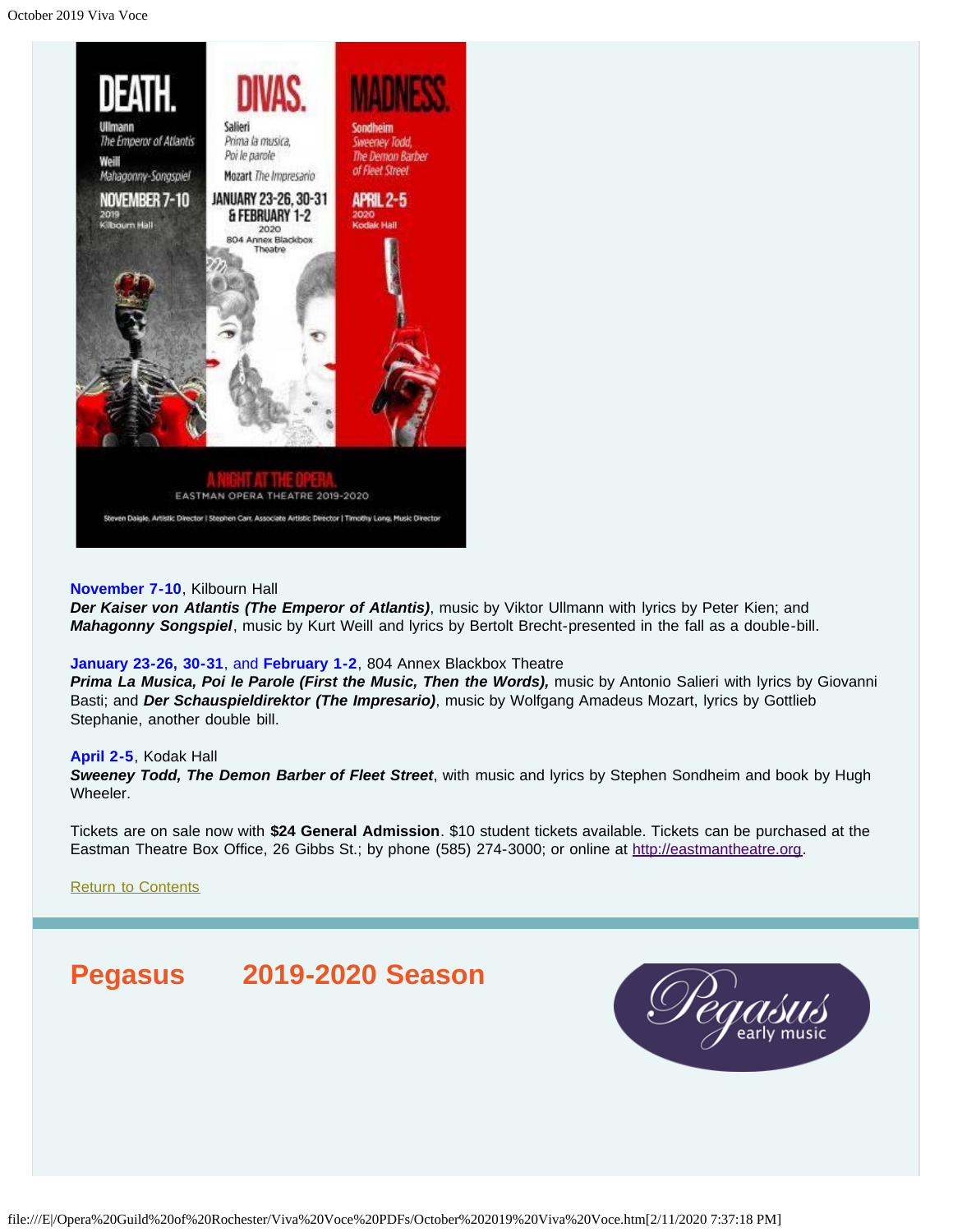**November 7-10**, Kilbourn Hall
***Der Kaiser von Atlantis (The Emperor of Atlantis)***, music by Viktor Ullmann with lyrics by Peter Kien; and ***Mahagonny Songspiel***, music by Kurt Weill and lyrics by Bertolt Brecht-presented in the fall as a double-bill.

**January 23-26, 30-31**, and **February 1-2**, 804 Annex Blackbox Theatre
***Prima La Musica, Poi le Parole (First the Music, Then the Words),*** music by Antonio Salieri with lyrics by Giovanni Basti; and ***Der Schauspieldirektor (The Impresario)***, music by Wolfgang Amadeus Mozart, lyrics by Gottlieb Stephanie, another double bill.

**April 2-5**, Kodak Hall
***Sweeney Todd, The Demon Barber of Fleet Street***, with music and lyrics by Stephen Sondheim and book by Hugh Wheeler.

Tickets are on sale now with **$24 General Admission**. $10 student tickets available. Tickets can be purchased at the Eastman Theatre Box Office, 26 Gibbs St.; by phone (585) 274-3000; or online at http://eastmantheatre.org.

Return to Contents

## Pegasus 2019-2020 Season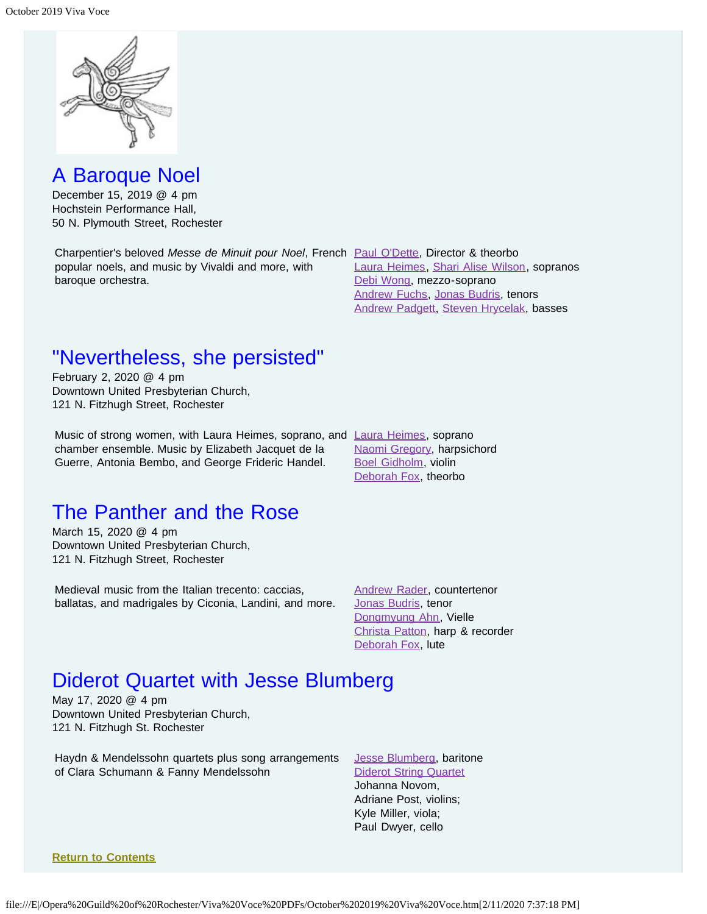## A Baroque Noel

December 15, 2019 @ 4 pm
Hochstein Performance Hall,
50 N. Plymouth Street, Rochester

Charpentier's beloved *Messe de Minuit pour Noel*, French popular noels, and music by Vivaldi and more, with baroque orchestra.

Paul O'Dette, Director & theorbo
Laura Heimes, Shari Alise Wilson, sopranos
Debi Wong, mezzo-soprano
Andrew Fuchs, Jonas Budris, tenors
Andrew Padgett, Steven Hrycelak, basses

## "Nevertheless, she persisted"

February 2, 2020 @ 4 pm
Downtown United Presbyterian Church,
121 N. Fitzhugh Street, Rochester

Music of strong women, with Laura Heimes, soprano, and chamber ensemble. Music by Elizabeth Jacquet de la Guerre, Antonia Bembo, and George Frideric Handel.

Laura Heimes, soprano
Naomi Gregory, harpsichord
Boel Gidholm, violin
Deborah Fox, theorbo

## The Panther and the Rose

March 15, 2020 @ 4 pm
Downtown United Presbyterian Church,
121 N. Fitzhugh Street, Rochester

Medieval music from the Italian trecento: caccias, ballatas, and madrigales by Ciconia, Landini, and more.

Andrew Rader, countertenor
Jonas Budris, tenor
Dongmyung Ahn, Vielle
Christa Patton, harp & recorder
Deborah Fox, lute

## Diderot Quartet with Jesse Blumberg

May 17, 2020 @ 4 pm
Downtown United Presbyterian Church,
121 N. Fitzhugh St. Rochester

Haydn & Mendelssohn quartets plus song arrangements of Clara Schumann & Fanny Mendelssohn

Jesse Blumberg, baritone
Diderot String Quartet
Johanna Novom,
Adriane Post, violins;
Kyle Miller, viola;
Paul Dwyer, cello

**Return to Contents**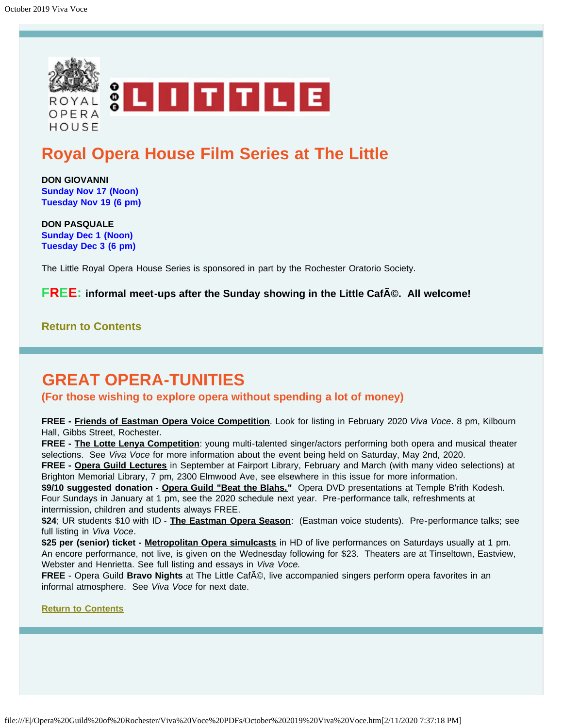## Royal Opera House Film Series at The Little

**DON GIOVANNI**
**Sunday Nov 17 (Noon)**
**Tuesday Nov 19 (6 pm)**

**DON PASQUALE**
**Sunday Dec 1 (Noon)**
**Tuesday Dec 3 (6 pm)**

The Little Royal Opera House Series is sponsored in part by the Rochester Oratorio Society.

**FREE: informal meet-ups after the Sunday showing in the Little CafÃ©. All welcome!**

**Return to Contents**

## GREAT OPERA-TUNITIES

### (For those wishing to explore opera without spending a lot of money)

**FREE - Friends of Eastman Opera Voice Competition**. Look for listing in February 2020 *Viva Voce*. 8 pm, Kilbourn Hall, Gibbs Street, Rochester.
**FREE - The Lotte Lenya Competition**: young multi-talented singer/actors performing both opera and musical theater selections. See *Viva Voce* for more information about the event being held on Saturday, May 2nd, 2020.
**FREE - Opera Guild Lectures** in September at Fairport Library, February and March (with many video selections) at Brighton Memorial Library, 7 pm, 2300 Elmwood Ave, see elsewhere in this issue for more information.
**$9/10 suggested donation - Opera Guild "Beat the Blahs."** Opera DVD presentations at Temple B'rith Kodesh. Four Sundays in January at 1 pm, see the 2020 schedule next year. Pre-performance talk, refreshments at intermission, children and students always FREE.
**$24**; UR students $10 with ID - **The Eastman Opera Season**: (Eastman voice students). Pre-performance talks; see full listing in *Viva Voce*.
**$25 per (senior) ticket - Metropolitan Opera simulcasts** in HD of live performances on Saturdays usually at 1 pm. An encore performance, not live, is given on the Wednesday following for $23. Theaters are at Tinseltown, Eastview, Webster and Henrietta. See full listing and essays in *Viva Voce.*
**FREE** - Opera Guild **Bravo Nights** at The Little CafÃ©, live accompanied singers perform opera favorites in an informal atmosphere. See *Viva Voce* for next date.

**Return to Contents**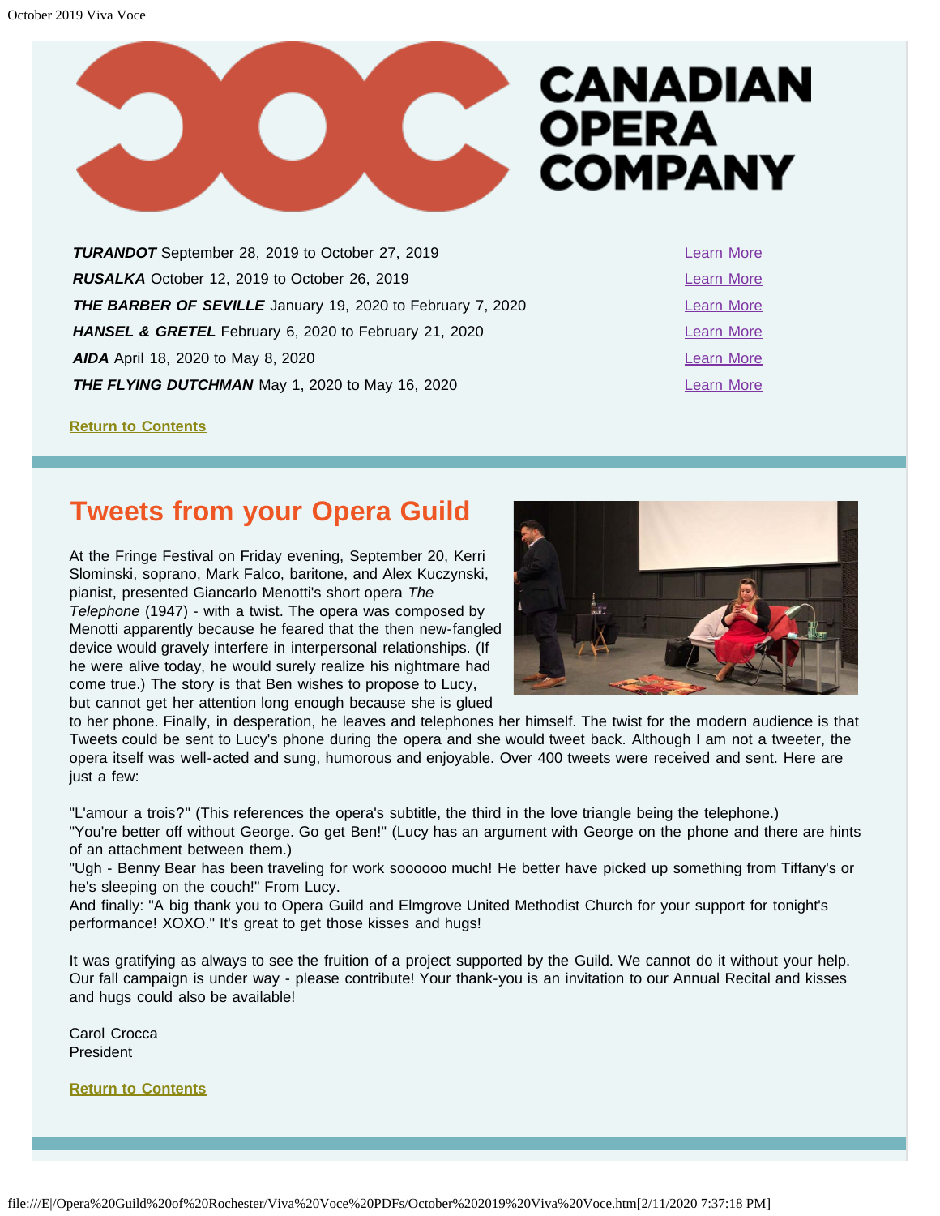CANADIAN OPERA COMPANY

| | |
|---|---|
| ***TURANDOT*** September 28, 2019 to October 27, 2019 | Learn More |
| ***RUSALKA*** October 12, 2019 to October 26, 2019 | Learn More |
| ***THE BARBER OF SEVILLE*** January 19, 2020 to February 7, 2020 | Learn More |
| ***HANSEL & GRETEL*** February 6, 2020 to February 21, 2020 | Learn More |
| ***AIDA*** April 18, 2020 to May 8, 2020 | Learn More |
| ***THE FLYING DUTCHMAN*** May 1, 2020 to May 16, 2020 | Learn More |

**Return to Contents**

## Tweets from your Opera Guild

At the Fringe Festival on Friday evening, September 20, Kerri Slominski, soprano, Mark Falco, baritone, and Alex Kuczynski, pianist, presented Giancarlo Menotti's short opera *The Telephone* (1947) - with a twist. The opera was composed by Menotti apparently because he feared that the then new-fangled device would gravely interfere in interpersonal relationships. (If he were alive today, he would surely realize his nightmare had come true.) The story is that Ben wishes to propose to Lucy, but cannot get her attention long enough because she is glued to her phone. Finally, in desperation, he leaves and telephones her himself. The twist for the modern audience is that Tweets could be sent to Lucy's phone during the opera and she would tweet back. Although I am not a tweeter, the opera itself was well-acted and sung, humorous and enjoyable. Over 400 tweets were received and sent. Here are just a few:

"L'amour a trois?" (This references the opera's subtitle, the third in the love triangle being the telephone.)
"You're better off without George. Go get Ben!" (Lucy has an argument with George on the phone and there are hints of an attachment between them.)
"Ugh - Benny Bear has been traveling for work soooooo much! He better have picked up something from Tiffany's or he's sleeping on the couch!" From Lucy.
And finally: "A big thank you to Opera Guild and Elmgrove United Methodist Church for your support for tonight's performance! XOXO." It's great to get those kisses and hugs!

It was gratifying as always to see the fruition of a project supported by the Guild. We cannot do it without your help. Our fall campaign is under way - please contribute! Your thank-you is an invitation to our Annual Recital and kisses and hugs could also be available!

Carol Crocca
President

**Return to Contents**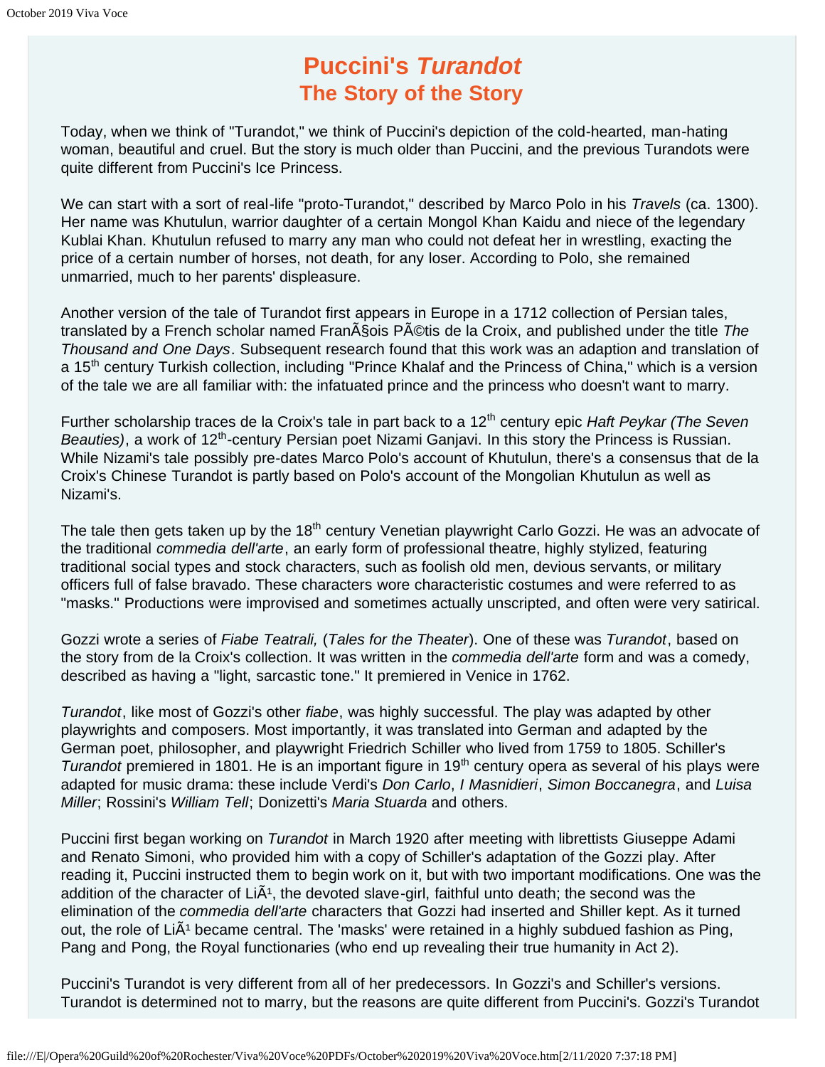# Puccini's *Turandot*
## The Story of the Story

Today, when we think of "Turandot," we think of Puccini's depiction of the cold-hearted, man-hating woman, beautiful and cruel. But the story is much older than Puccini, and the previous Turandots were quite different from Puccini's Ice Princess.

We can start with a sort of real-life "proto-Turandot," described by Marco Polo in his *Travels* (ca. 1300). Her name was Khutulun, warrior daughter of a certain Mongol Khan Kaidu and niece of the legendary Kublai Khan. Khutulun refused to marry any man who could not defeat her in wrestling, exacting the price of a certain number of horses, not death, for any loser. According to Polo, she remained unmarried, much to her parents' displeasure.

Another version of the tale of Turandot first appears in Europe in a 1712 collection of Persian tales, translated by a French scholar named FranÃ§ois PÃ©tis de la Croix, and published under the title *The Thousand and One Days*. Subsequent research found that this work was an adaption and translation of a 15th century Turkish collection, including "Prince Khalaf and the Princess of China," which is a version of the tale we are all familiar with: the infatuated prince and the princess who doesn't want to marry.

Further scholarship traces de la Croix's tale in part back to a 12th century epic *Haft Peykar (The Seven Beauties)*, a work of 12th-century Persian poet Nizami Ganjavi. In this story the Princess is Russian. While Nizami's tale possibly pre-dates Marco Polo's account of Khutulun, there's a consensus that de la Croix's Chinese Turandot is partly based on Polo's account of the Mongolian Khutulun as well as Nizami's.

The tale then gets taken up by the 18th century Venetian playwright Carlo Gozzi. He was an advocate of the traditional *commedia dell'arte*, an early form of professional theatre, highly stylized, featuring traditional social types and stock characters, such as foolish old men, devious servants, or military officers full of false bravado. These characters wore characteristic costumes and were referred to as "masks." Productions were improvised and sometimes actually unscripted, and often were very satirical.

Gozzi wrote a series of *Fiabe Teatrali,* (*Tales for the Theater*). One of these was *Turandot*, based on the story from de la Croix's collection. It was written in the *commedia dell'arte* form and was a comedy, described as having a "light, sarcastic tone." It premiered in Venice in 1762.

*Turandot*, like most of Gozzi's other *fiabe*, was highly successful. The play was adapted by other playwrights and composers. Most importantly, it was translated into German and adapted by the German poet, philosopher, and playwright Friedrich Schiller who lived from 1759 to 1805. Schiller's *Turandot* premiered in 1801. He is an important figure in 19th century opera as several of his plays were adapted for music drama: these include Verdi's *Don Carlo*, *I Masnidieri*, *Simon Boccanegra*, and *Luisa Miller*; Rossini's *William Tell*; Donizetti's *Maria Stuarda* and others.

Puccini first began working on *Turandot* in March 1920 after meeting with librettists Giuseppe Adami and Renato Simoni, who provided him with a copy of Schiller's adaptation of the Gozzi play. After reading it, Puccini instructed them to begin work on it, but with two important modifications. One was the addition of the character of LiÃ¹, the devoted slave-girl, faithful unto death; the second was the elimination of the *commedia dell'arte* characters that Gozzi had inserted and Shiller kept. As it turned out, the role of LiÃ¹ became central. The 'masks' were retained in a highly subdued fashion as Ping, Pang and Pong, the Royal functionaries (who end up revealing their true humanity in Act 2).

Puccini's Turandot is very different from all of her predecessors. In Gozzi's and Schiller's versions. Turandot is determined not to marry, but the reasons are quite different from Puccini's. Gozzi's Turandot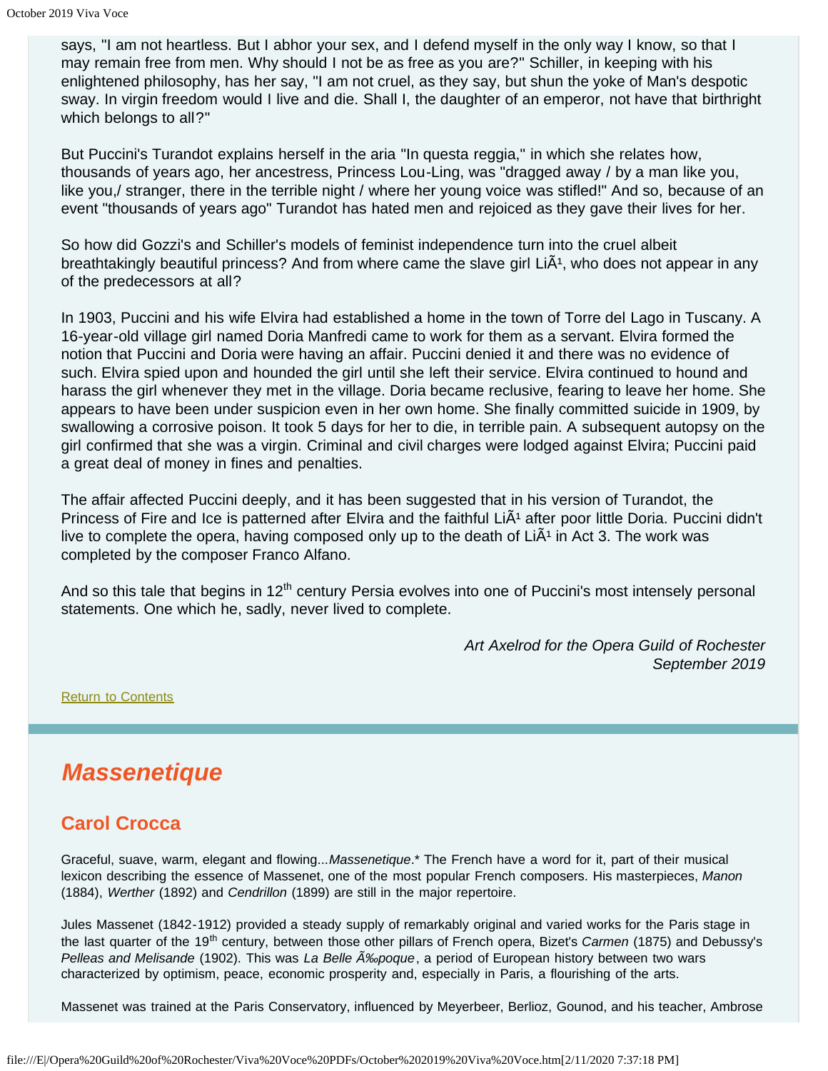says, "I am not heartless. But I abhor your sex, and I defend myself in the only way I know, so that I may remain free from men. Why should I not be as free as you are?" Schiller, in keeping with his enlightened philosophy, has her say, "I am not cruel, as they say, but shun the yoke of Man's despotic sway. In virgin freedom would I live and die. Shall I, the daughter of an emperor, not have that birthright which belongs to all?"

But Puccini's Turandot explains herself in the aria "In questa reggia," in which she relates how, thousands of years ago, her ancestress, Princess Lou-Ling, was "dragged away / by a man like you, like you,/ stranger, there in the terrible night / where her young voice was stifled!" And so, because of an event "thousands of years ago" Turandot has hated men and rejoiced as they gave their lives for her.

So how did Gozzi's and Schiller's models of feminist independence turn into the cruel albeit breathtakingly beautiful princess? And from where came the slave girl LiÃ¹, who does not appear in any of the predecessors at all?

In 1903, Puccini and his wife Elvira had established a home in the town of Torre del Lago in Tuscany. A 16-year-old village girl named Doria Manfredi came to work for them as a servant. Elvira formed the notion that Puccini and Doria were having an affair. Puccini denied it and there was no evidence of such. Elvira spied upon and hounded the girl until she left their service. Elvira continued to hound and harass the girl whenever they met in the village. Doria became reclusive, fearing to leave her home. She appears to have been under suspicion even in her own home. She finally committed suicide in 1909, by swallowing a corrosive poison. It took 5 days for her to die, in terrible pain. A subsequent autopsy on the girl confirmed that she was a virgin. Criminal and civil charges were lodged against Elvira; Puccini paid a great deal of money in fines and penalties.

The affair affected Puccini deeply, and it has been suggested that in his version of Turandot, the Princess of Fire and Ice is patterned after Elvira and the faithful LiÃ¹ after poor little Doria. Puccini didn't live to complete the opera, having composed only up to the death of LiÃ¹ in Act 3. The work was completed by the composer Franco Alfano.

And so this tale that begins in 12th century Persia evolves into one of Puccini's most intensely personal statements. One which he, sadly, never lived to complete.

*Art Axelrod for the Opera Guild of Rochester*
*September 2019*

Return to Contents

## *Massenetique*

### Carol Crocca

Graceful, suave, warm, elegant and flowing...*Massenetique*.* The French have a word for it, part of their musical lexicon describing the essence of Massenet, one of the most popular French composers. His masterpieces, *Manon* (1884), *Werther* (1892) and *Cendrillon* (1899) are still in the major repertoire.

Jules Massenet (1842-1912) provided a steady supply of remarkably original and varied works for the Paris stage in the last quarter of the 19th century, between those other pillars of French opera, Bizet's *Carmen* (1875) and Debussy's *Pelleas and Melisande* (1902). This was *La Belle Ã‰poque*, a period of European history between two wars characterized by optimism, peace, economic prosperity and, especially in Paris, a flourishing of the arts.

Massenet was trained at the Paris Conservatory, influenced by Meyerbeer, Berlioz, Gounod, and his teacher, Ambrose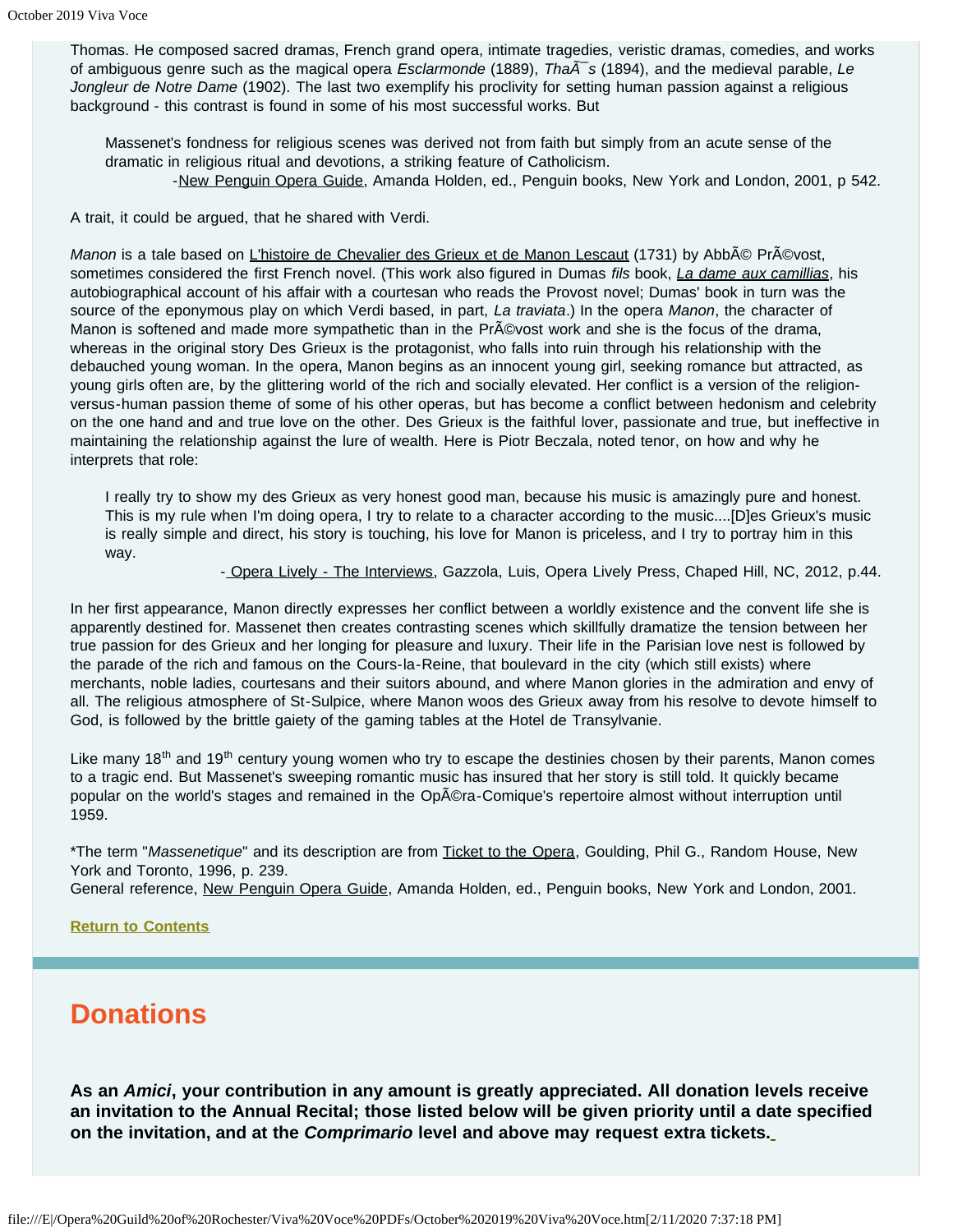Thomas. He composed sacred dramas, French grand opera, intimate tragedies, veristic dramas, comedies, and works of ambiguous genre such as the magical opera *Esclarmonde* (1889), *ThaÃ¯s* (1894), and the medieval parable, *Le Jongleur de Notre Dame* (1902). The last two exemplify his proclivity for setting human passion against a religious background - this contrast is found in some of his most successful works. But

> Massenet's fondness for religious scenes was derived not from faith but simply from an acute sense of the dramatic in religious ritual and devotions, a striking feature of Catholicism.
>
> -New Penguin Opera Guide, Amanda Holden, ed., Penguin books, New York and London, 2001, p 542.

A trait, it could be argued, that he shared with Verdi.

*Manon* is a tale based on L'histoire de Chevalier des Grieux et de Manon Lescaut (1731) by AbbÃ© PrÃ©vost, sometimes considered the first French novel. (This work also figured in Dumas *fils* book, *La dame aux camillias*, his autobiographical account of his affair with a courtesan who reads the Provost novel; Dumas' book in turn was the source of the eponymous play on which Verdi based, in part, *La traviata*.) In the opera *Manon*, the character of Manon is softened and made more sympathetic than in the PrÃ©vost work and she is the focus of the drama, whereas in the original story Des Grieux is the protagonist, who falls into ruin through his relationship with the debauched young woman. In the opera, Manon begins as an innocent young girl, seeking romance but attracted, as young girls often are, by the glittering world of the rich and socially elevated. Her conflict is a version of the religion-versus-human passion theme of some of his other operas, but has become a conflict between hedonism and celebrity on the one hand and and true love on the other. Des Grieux is the faithful lover, passionate and true, but ineffective in maintaining the relationship against the lure of wealth. Here is Piotr Beczala, noted tenor, on how and why he interprets that role:

> I really try to show my des Grieux as very honest good man, because his music is amazingly pure and honest. This is my rule when I'm doing opera, I try to relate to a character according to the music....[D]es Grieux's music is really simple and direct, his story is touching, his love for Manon is priceless, and I try to portray him in this way.
>
> - Opera Lively - The Interviews, Gazzola, Luis, Opera Lively Press, Chaped Hill, NC, 2012, p.44.

In her first appearance, Manon directly expresses her conflict between a worldly existence and the convent life she is apparently destined for. Massenet then creates contrasting scenes which skillfully dramatize the tension between her true passion for des Grieux and her longing for pleasure and luxury. Their life in the Parisian love nest is followed by the parade of the rich and famous on the Cours-la-Reine, that boulevard in the city (which still exists) where merchants, noble ladies, courtesans and their suitors abound, and where Manon glories in the admiration and envy of all. The religious atmosphere of St-Sulpice, where Manon woos des Grieux away from his resolve to devote himself to God, is followed by the brittle gaiety of the gaming tables at the Hotel de Transylvanie.

Like many 18th and 19th century young women who try to escape the destinies chosen by their parents, Manon comes to a tragic end. But Massenet's sweeping romantic music has insured that her story is still told. It quickly became popular on the world's stages and remained in the OpÃ©ra-Comique's repertoire almost without interruption until 1959.

*The term "*Massenetique*" and its description are from Ticket to the Opera, Goulding, Phil G., Random House, New York and Toronto, 1996, p. 239.
General reference, New Penguin Opera Guide, Amanda Holden, ed., Penguin books, New York and London, 2001.

**Return to Contents**

## Donations

**As an *Amici*, your contribution in any amount is greatly appreciated. All donation levels receive an invitation to the Annual Recital; those listed below will be given priority until a date specified on the invitation, and at the *Comprimario* level and above may request extra tickets.**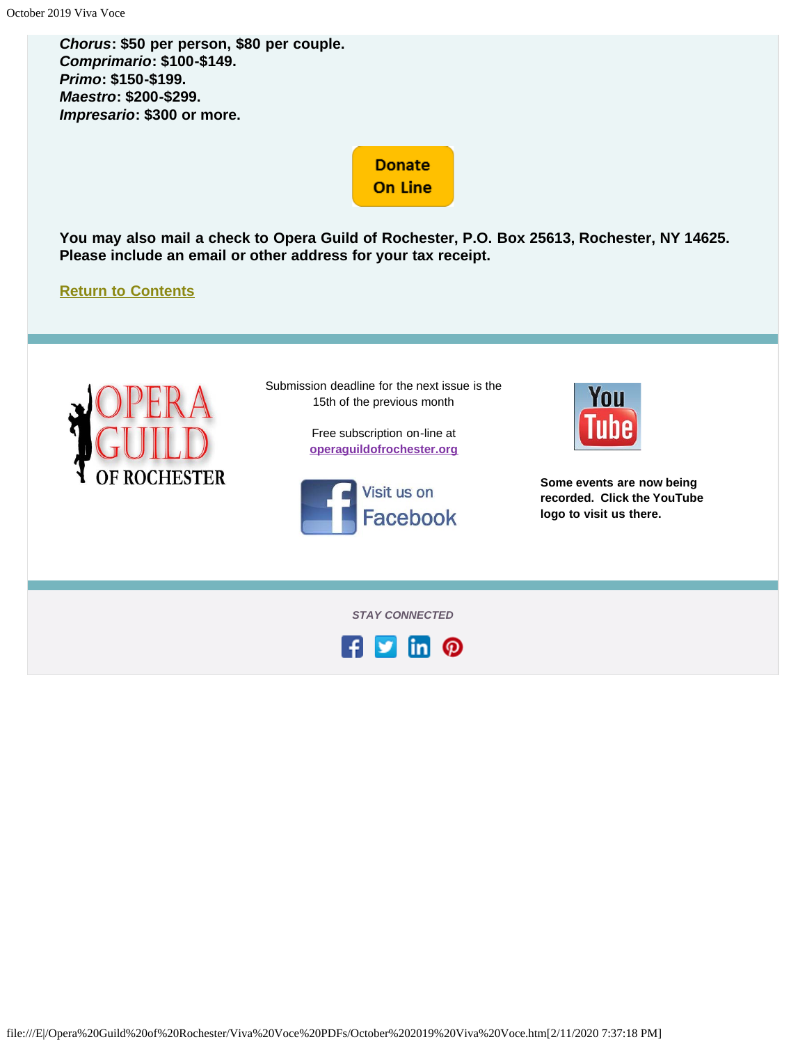***Chorus*: $50 per person, $80 per couple.**
***Comprimario*: $100-$149.**
***Primo*: $150-$199.**
***Maestro*: $200-$299.**
***Impresario*: $300 or more.**

Donate On Line

**You may also mail a check to Opera Guild of Rochester, P.O. Box 25613, Rochester, NY 14625. Please include an email or other address for your tax receipt.**

Return to Contents

OPERA GUILD OF ROCHESTER

Submission deadline for the next issue is the 15th of the previous month

Free subscription on-line at
operaguildofrochester.org

Visit us on Facebook

You Tube

**Some events are now being recorded. Click the YouTube logo to visit us there.**

*STAY CONNECTED*